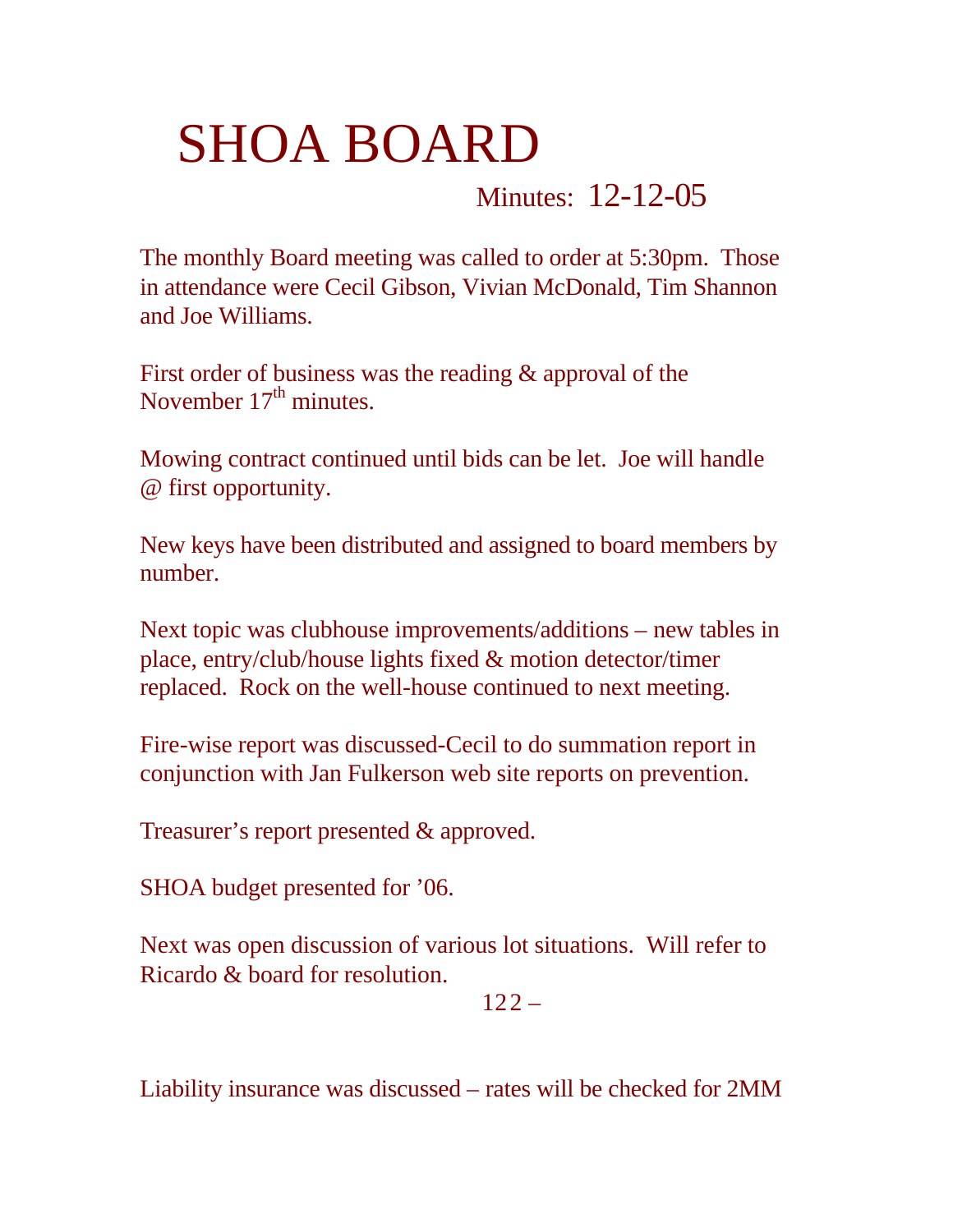# SHOA BOARD

Minutes: 12-12-05

The monthly Board meeting was called to order at 5:30pm. Those in attendance were Cecil Gibson, Vivian McDonald, Tim Shannon and Joe Williams.

First order of business was the reading & approval of the November 17th minutes.

Mowing contract continued until bids can be let. Joe will handle @ first opportunity.

New keys have been distributed and assigned to board members by number.

Next topic was clubhouse improvements/additions – new tables in place, entry/club/house lights fixed & motion detector/timer replaced. Rock on the well-house continued to next meeting.

Fire-wise report was discussed-Cecil to do summation report in conjunction with Jan Fulkerson web site reports on prevention.

Treasurer's report presented & approved.

SHOA budget presented for '06.

Next was open discussion of various lot situations. Will refer to Ricardo & board for resolution.

Liability insurance was discussed – rates will be checked for 2MM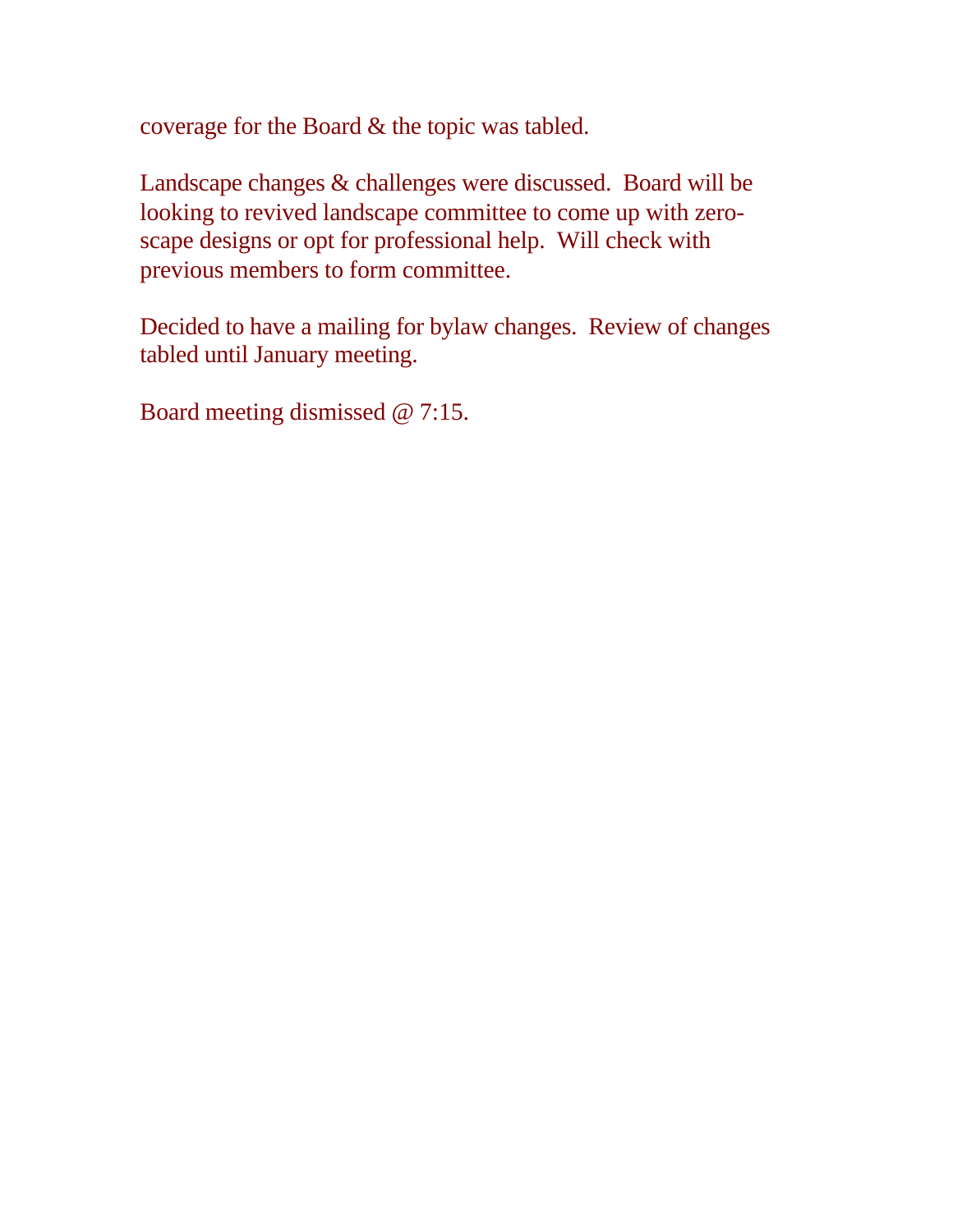coverage for the Board & the topic was tabled.

Landscape changes & challenges were discussed. Board will be looking to revived landscape committee to come up with zero-scape designs or opt for professional help. Will check with previous members to form committee.

Decided to have a mailing for bylaw changes. Review of changes tabled until January meeting.

Board meeting dismissed @ 7:15.